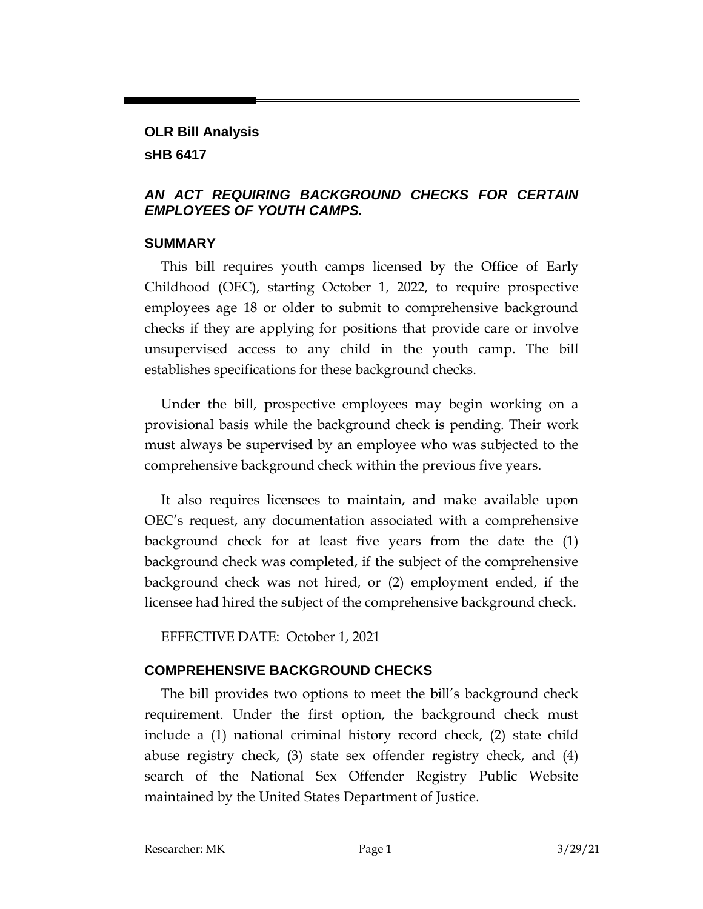**OLR Bill Analysis**

**sHB 6417**

***AN ACT REQUIRING BACKGROUND CHECKS FOR CERTAIN EMPLOYEES OF YOUTH CAMPS.***

## SUMMARY

This bill requires youth camps licensed by the Office of Early Childhood (OEC), starting October 1, 2022, to require prospective employees age 18 or older to submit to comprehensive background checks if they are applying for positions that provide care or involve unsupervised access to any child in the youth camp. The bill establishes specifications for these background checks.

Under the bill, prospective employees may begin working on a provisional basis while the background check is pending. Their work must always be supervised by an employee who was subjected to the comprehensive background check within the previous five years.

It also requires licensees to maintain, and make available upon OEC's request, any documentation associated with a comprehensive background check for at least five years from the date the (1) background check was completed, if the subject of the comprehensive background check was not hired, or (2) employment ended, if the licensee had hired the subject of the comprehensive background check.

EFFECTIVE DATE: October 1, 2021

## COMPREHENSIVE BACKGROUND CHECKS

The bill provides two options to meet the bill's background check requirement. Under the first option, the background check must include a (1) national criminal history record check, (2) state child abuse registry check, (3) state sex offender registry check, and (4) search of the National Sex Offender Registry Public Website maintained by the United States Department of Justice.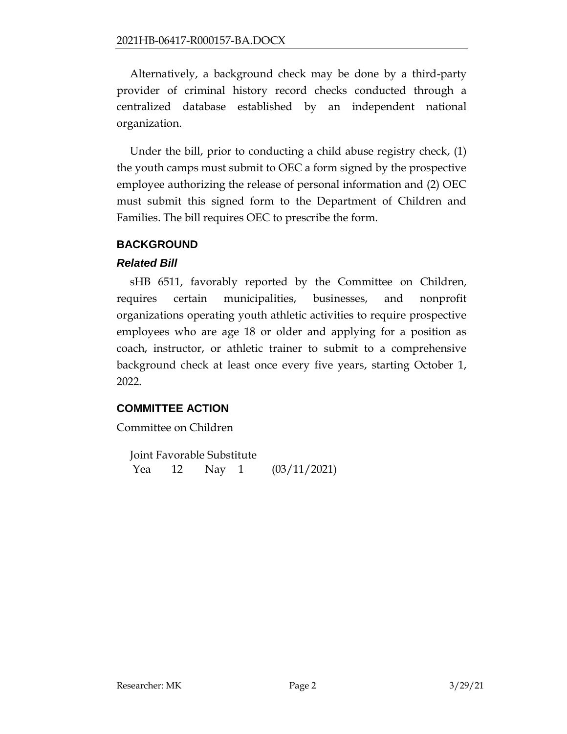Alternatively, a background check may be done by a third-party provider of criminal history record checks conducted through a centralized database established by an independent national organization.

Under the bill, prior to conducting a child abuse registry check, (1) the youth camps must submit to OEC a form signed by the prospective employee authorizing the release of personal information and (2) OEC must submit this signed form to the Department of Children and Families. The bill requires OEC to prescribe the form.

## BACKGROUND

### *Related Bill*

sHB 6511, favorably reported by the Committee on Children, requires certain municipalities, businesses, and nonprofit organizations operating youth athletic activities to require prospective employees who are age 18 or older and applying for a position as coach, instructor, or athletic trainer to submit to a comprehensive background check at least once every five years, starting October 1, 2022.

## COMMITTEE ACTION

Committee on Children

Joint Favorable Substitute
Yea 12 Nay 1 (03/11/2021)